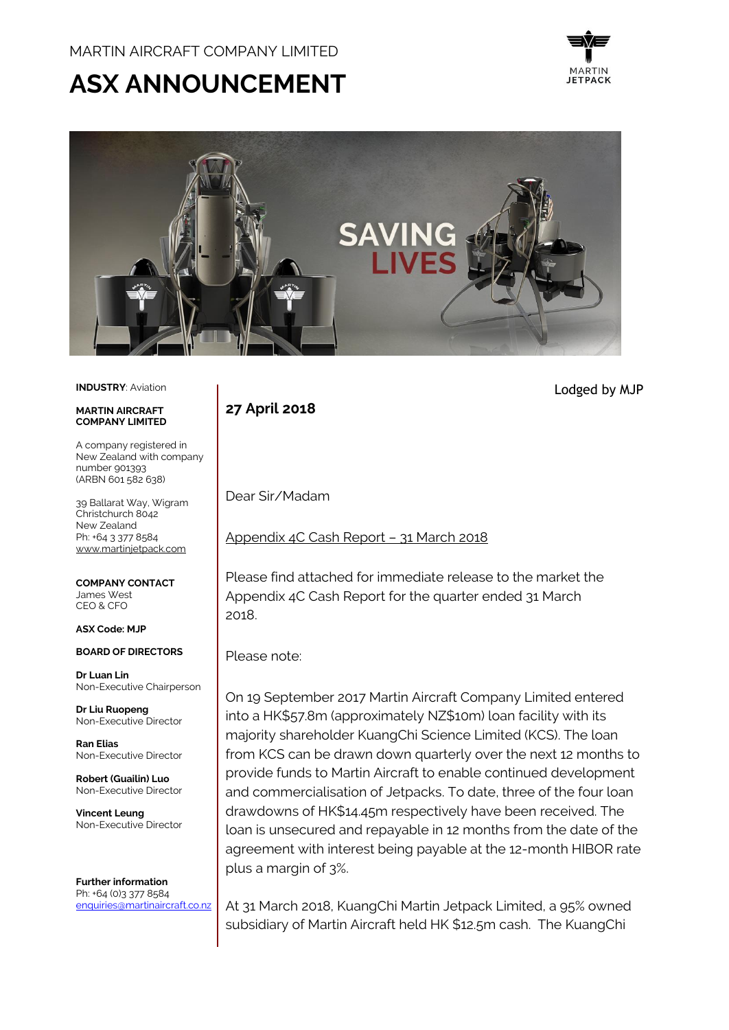MARTIN AIRCRAFT COMPANY LIMITED

# ASX ANNOUNCEMENT

**INDUSTRY**: Aviation

**MARTIN AIRCRAFT COMPANY LIMITED**

A company registered in New Zealand with company number 901393 (ARBN 601 582 638)

39 Ballarat Way, Wigram
Christchurch 8042
New Zealand
Ph: +64 3 377 8584
www.martinjetpack.com

**COMPANY CONTACT**
James West
CEO & CFO

**ASX Code: MJP**

**BOARD OF DIRECTORS**

**Dr Luan Lin**
Non-Executive Chairperson

**Dr Liu Ruopeng**
Non-Executive Director

**Ran Elias**
Non-Executive Director

**Robert (Guailin) Luo**
Non-Executive Director

**Vincent Leung**
Non-Executive Director

**Further information**
Ph: +64 (0)3 377 8584
enquiries@martinaircraft.co.nz

Lodged by MJP

**27 April 2018**

Dear Sir/Madam

Appendix 4C Cash Report – 31 March 2018

Please find attached for immediate release to the market the Appendix 4C Cash Report for the quarter ended 31 March 2018.

Please note:

On 19 September 2017 Martin Aircraft Company Limited entered into a HK$57.8m (approximately NZ$10m) loan facility with its majority shareholder KuangChi Science Limited (KCS). The loan from KCS can be drawn down quarterly over the next 12 months to provide funds to Martin Aircraft to enable continued development and commercialisation of Jetpacks. To date, three of the four loan drawdowns of HK$14.45m respectively have been received. The loan is unsecured and repayable in 12 months from the date of the agreement with interest being payable at the 12-month HIBOR rate plus a margin of 3%.

At 31 March 2018, KuangChi Martin Jetpack Limited, a 95% owned subsidiary of Martin Aircraft held HK $12.5m cash. The KuangChi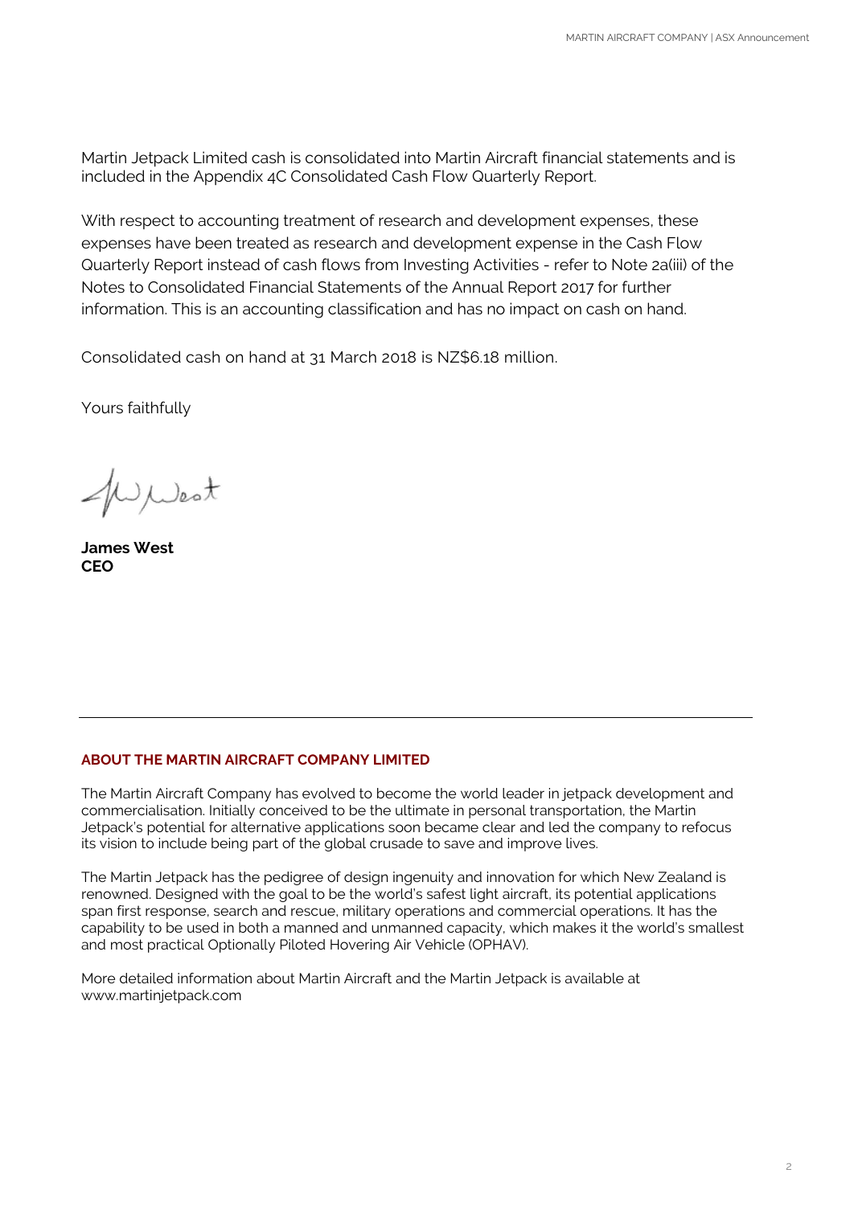Martin Jetpack Limited cash is consolidated into Martin Aircraft financial statements and is included in the Appendix 4C Consolidated Cash Flow Quarterly Report.

With respect to accounting treatment of research and development expenses, these expenses have been treated as research and development expense in the Cash Flow Quarterly Report instead of cash flows from Investing Activities - refer to Note 2a(iii) of the Notes to Consolidated Financial Statements of the Annual Report 2017 for further information. This is an accounting classification and has no impact on cash on hand.

Consolidated cash on hand at 31 March 2018 is NZ$6.18 million.

Yours faithfully

**James West**
**CEO**

---

## ABOUT THE MARTIN AIRCRAFT COMPANY LIMITED

The Martin Aircraft Company has evolved to become the world leader in jetpack development and commercialisation. Initially conceived to be the ultimate in personal transportation, the Martin Jetpack's potential for alternative applications soon became clear and led the company to refocus its vision to include being part of the global crusade to save and improve lives.

The Martin Jetpack has the pedigree of design ingenuity and innovation for which New Zealand is renowned. Designed with the goal to be the world's safest light aircraft, its potential applications span first response, search and rescue, military operations and commercial operations. It has the capability to be used in both a manned and unmanned capacity, which makes it the world's smallest and most practical Optionally Piloted Hovering Air Vehicle (OPHAV).

More detailed information about Martin Aircraft and the Martin Jetpack is available at www.martinjetpack.com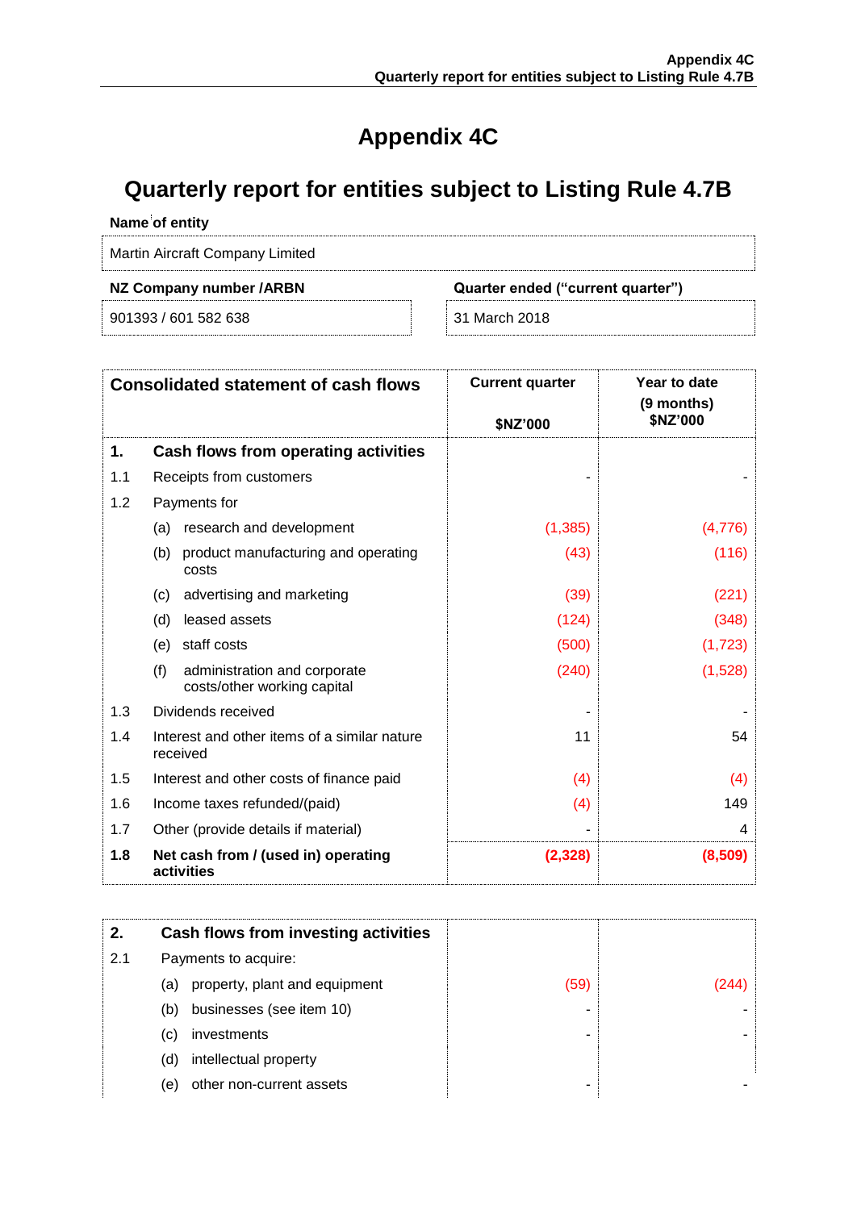# Appendix 4C

# Quarterly report for entities subject to Listing Rule 4.7B

**Name of entity**

| Martin Aircraft Company Limited |
|---|

| NZ Company number /ARBN | Quarter ended ("current quarter") |
|---|---|
| 901393 / 601 582 638 | 31 March 2018 |

| Consolidated statement of cash flows | | Current quarter $NZ'000 | Year to date (9 months) $NZ'000 |
|---|---|---|---|
| **1.** | **Cash flows from operating activities** | | |
| 1.1 | Receipts from customers | - | - |
| 1.2 | Payments for | | |
| | (a) research and development | (1,385) | (4,776) |
| | (b) product manufacturing and operating costs | (43) | (116) |
| | (c) advertising and marketing | (39) | (221) |
| | (d) leased assets | (124) | (348) |
| | (e) staff costs | (500) | (1,723) |
| | (f) administration and corporate costs/other working capital | (240) | (1,528) |
| 1.3 | Dividends received | - | - |
| 1.4 | Interest and other items of a similar nature received | 11 | 54 |
| 1.5 | Interest and other costs of finance paid | (4) | (4) |
| 1.6 | Income taxes refunded/(paid) | (4) | 149 |
| 1.7 | Other (provide details if material) | - | 4 |
| **1.8** | **Net cash from / (used in) operating activities** | **(2,328)** | **(8,509)** |

| | | | |
|---|---|---|---|
| **2.** | **Cash flows from investing activities** | | |
| 2.1 | Payments to acquire: | | |
| | (a) property, plant and equipment | (59) | (244) |
| | (b) businesses (see item 10) | - | - |
| | (c) investments | - | - |
| | (d) intellectual property | | |
| | (e) other non-current assets | - | - |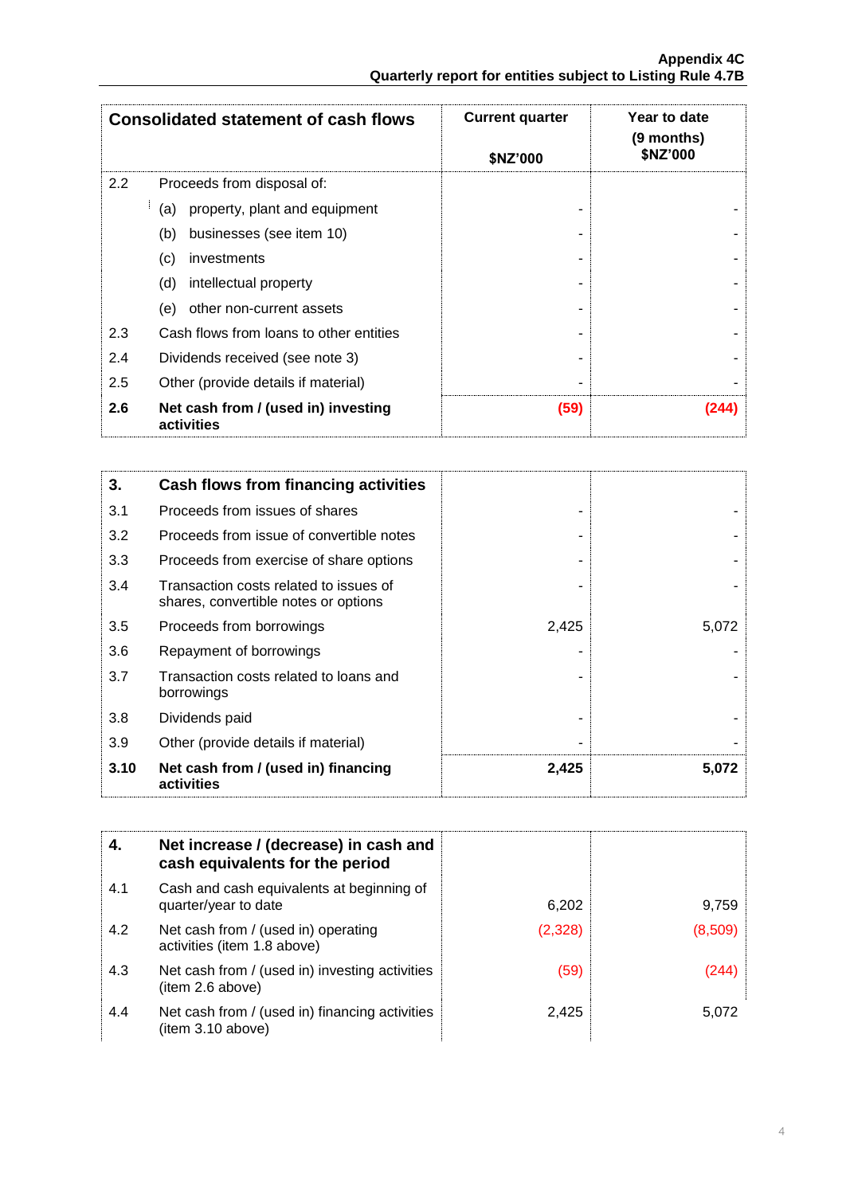| Consolidated statement of cash flows | | Current quarter<br><br>$NZ'000 | Year to date<br>(9 months)<br>$NZ'000 |
|---|---|---|---|
| 2.2 | Proceeds from disposal of: | | |
| | (a) property, plant and equipment | - | - |
| | (b) businesses (see item 10) | - | - |
| | (c) investments | - | - |
| | (d) intellectual property | - | - |
| | (e) other non-current assets | - | - |
| 2.3 | Cash flows from loans to other entities | - | - |
| 2.4 | Dividends received (see note 3) | - | - |
| 2.5 | Other (provide details if material) | - | - |
| **2.6** | **Net cash from / (used in) investing activities** | **(59)** | **(244)** |

| **3.** | **Cash flows from financing activities** | | |
|---|---|---|---|
| 3.1 | Proceeds from issues of shares | - | - |
| 3.2 | Proceeds from issue of convertible notes | - | - |
| 3.3 | Proceeds from exercise of share options | - | - |
| 3.4 | Transaction costs related to issues of shares, convertible notes or options | - | - |
| 3.5 | Proceeds from borrowings | 2,425 | 5,072 |
| 3.6 | Repayment of borrowings | - | - |
| 3.7 | Transaction costs related to loans and borrowings | - | - |
| 3.8 | Dividends paid | - | - |
| 3.9 | Other (provide details if material) | - | - |
| **3.10** | **Net cash from / (used in) financing activities** | **2,425** | **5,072** |

| **4.** | **Net increase / (decrease) in cash and cash equivalents for the period** | | |
|---|---|---|---|
| 4.1 | Cash and cash equivalents at beginning of quarter/year to date | 6,202 | 9,759 |
| 4.2 | Net cash from / (used in) operating activities (item 1.8 above) | (2,328) | (8,509) |
| 4.3 | Net cash from / (used in) investing activities (item 2.6 above) | (59) | (244) |
| 4.4 | Net cash from / (used in) financing activities (item 3.10 above) | 2,425 | 5,072 |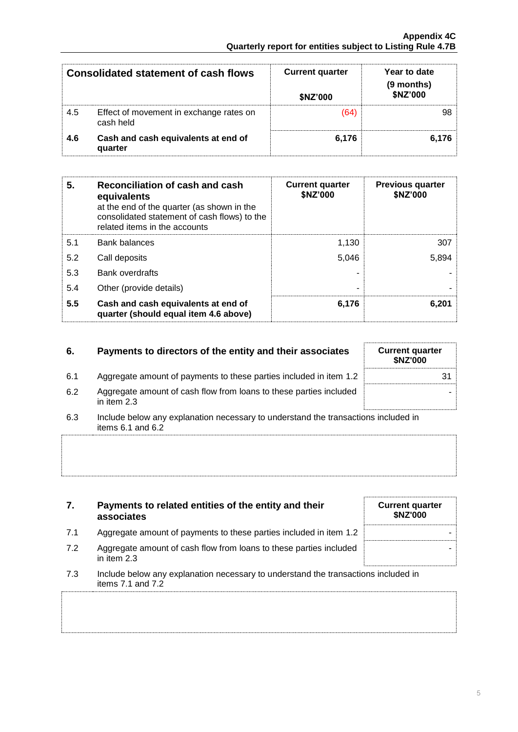| Consolidated statement of cash flows | | Current quarter<br><br>$NZ'000 | Year to date<br>(9 months)<br>$NZ'000 |
|---|---|---|---|
| 4.5 | Effect of movement in exchange rates on cash held | (64) | 98 |
| **4.6** | **Cash and cash equivalents at end of quarter** | **6,176** | **6,176** |

| 5. | **Reconciliation of cash and cash equivalents** at the end of the quarter (as shown in the consolidated statement of cash flows) to the related items in the accounts | Current quarter $NZ'000 | Previous quarter $NZ'000 |
|---|---|---|---|
| 5.1 | Bank balances | 1,130 | 307 |
| 5.2 | Call deposits | 5,046 | 5,894 |
| 5.3 | Bank overdrafts | - | - |
| 5.4 | Other (provide details) | - | - |
| **5.5** | **Cash and cash equivalents at end of quarter (should equal item 4.6 above)** | **6,176** | **6,201** |

| 6. | **Payments to directors of the entity and their associates** | Current quarter $NZ'000 |
|---|---|---|
| 6.1 | Aggregate amount of payments to these parties included in item 1.2 | 31 |
| 6.2 | Aggregate amount of cash flow from loans to these parties included in item 2.3 | - |

6.3 Include below any explanation necessary to understand the transactions included in items 6.1 and 6.2

| 7. | **Payments to related entities of the entity and their associates** | Current quarter $NZ'000 |
|---|---|---|
| 7.1 | Aggregate amount of payments to these parties included in item 1.2 | - |
| 7.2 | Aggregate amount of cash flow from loans to these parties included in item 2.3 | - |

7.3 Include below any explanation necessary to understand the transactions included in items 7.1 and 7.2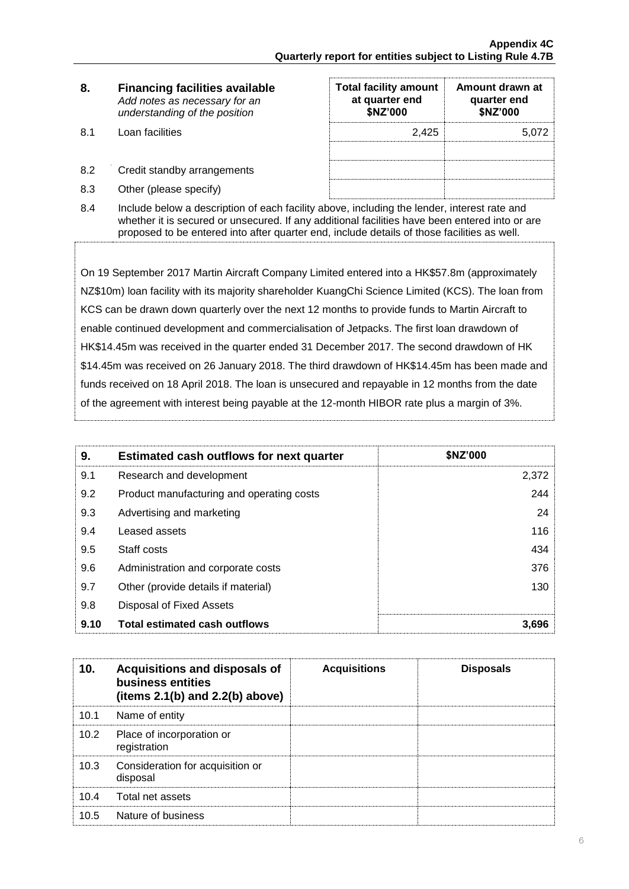| 8. | Financing facilities available *Add notes as necessary for an understanding of the position* | Total facility amount at quarter end $NZ'000 | Amount drawn at quarter end $NZ'000 |
|---|---|---|---|
| 8.1 | Loan facilities | 2,425 | 5,072 |
| | | | |
| 8.2 | Credit standby arrangements | | |
| 8.3 | Other (please specify) | | |

8.4 Include below a description of each facility above, including the lender, interest rate and whether it is secured or unsecured. If any additional facilities have been entered into or are proposed to be entered into after quarter end, include details of those facilities as well.

On 19 September 2017 Martin Aircraft Company Limited entered into a HK$57.8m (approximately NZ$10m) loan facility with its majority shareholder KuangChi Science Limited (KCS). The loan from KCS can be drawn down quarterly over the next 12 months to provide funds to Martin Aircraft to enable continued development and commercialisation of Jetpacks. The first loan drawdown of HK$14.45m was received in the quarter ended 31 December 2017. The second drawdown of HK $14.45m was received on 26 January 2018. The third drawdown of HK$14.45m has been made and funds received on 18 April 2018. The loan is unsecured and repayable in 12 months from the date of the agreement with interest being payable at the 12-month HIBOR rate plus a margin of 3%.

| 9. | Estimated cash outflows for next quarter | $NZ'000 |
|---|---|---|
| 9.1 | Research and development | 2,372 |
| 9.2 | Product manufacturing and operating costs | 244 |
| 9.3 | Advertising and marketing | 24 |
| 9.4 | Leased assets | 116 |
| 9.5 | Staff costs | 434 |
| 9.6 | Administration and corporate costs | 376 |
| 9.7 | Other (provide details if material) | 130 |
| 9.8 | Disposal of Fixed Assets | |
| **9.10** | **Total estimated cash outflows** | **3,696** |

| 10. | Acquisitions and disposals of business entities (items 2.1(b) and 2.2(b) above) | Acquisitions | Disposals |
|---|---|---|---|
| 10.1 | Name of entity | | |
| 10.2 | Place of incorporation or registration | | |
| 10.3 | Consideration for acquisition or disposal | | |
| 10.4 | Total net assets | | |
| 10.5 | Nature of business | | |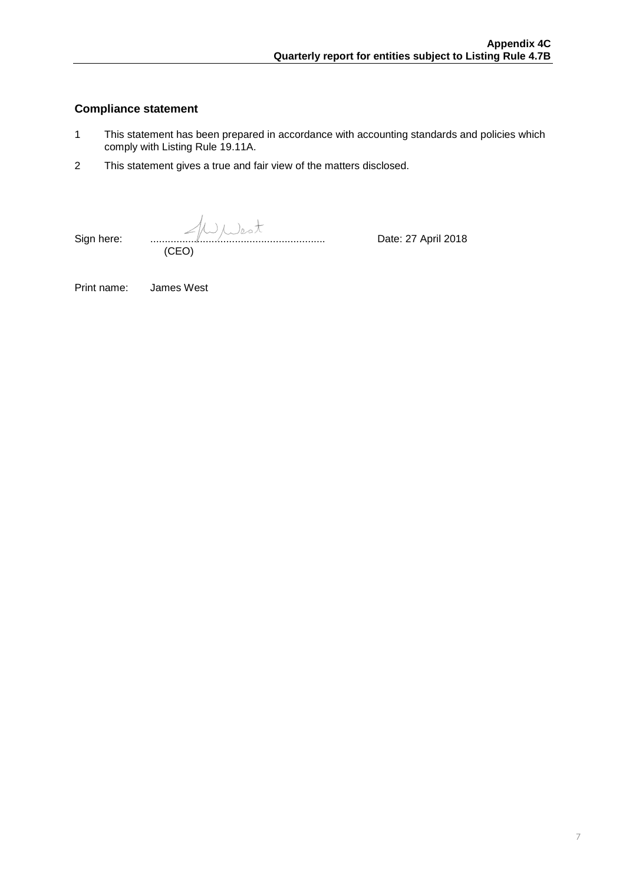## Compliance statement

1. This statement has been prepared in accordance with accounting standards and policies which comply with Listing Rule 19.11A.
2. This statement gives a true and fair view of the matters disclosed.

Sign here: ............................................................ Date: 27 April 2018
(CEO)

Print name: James West